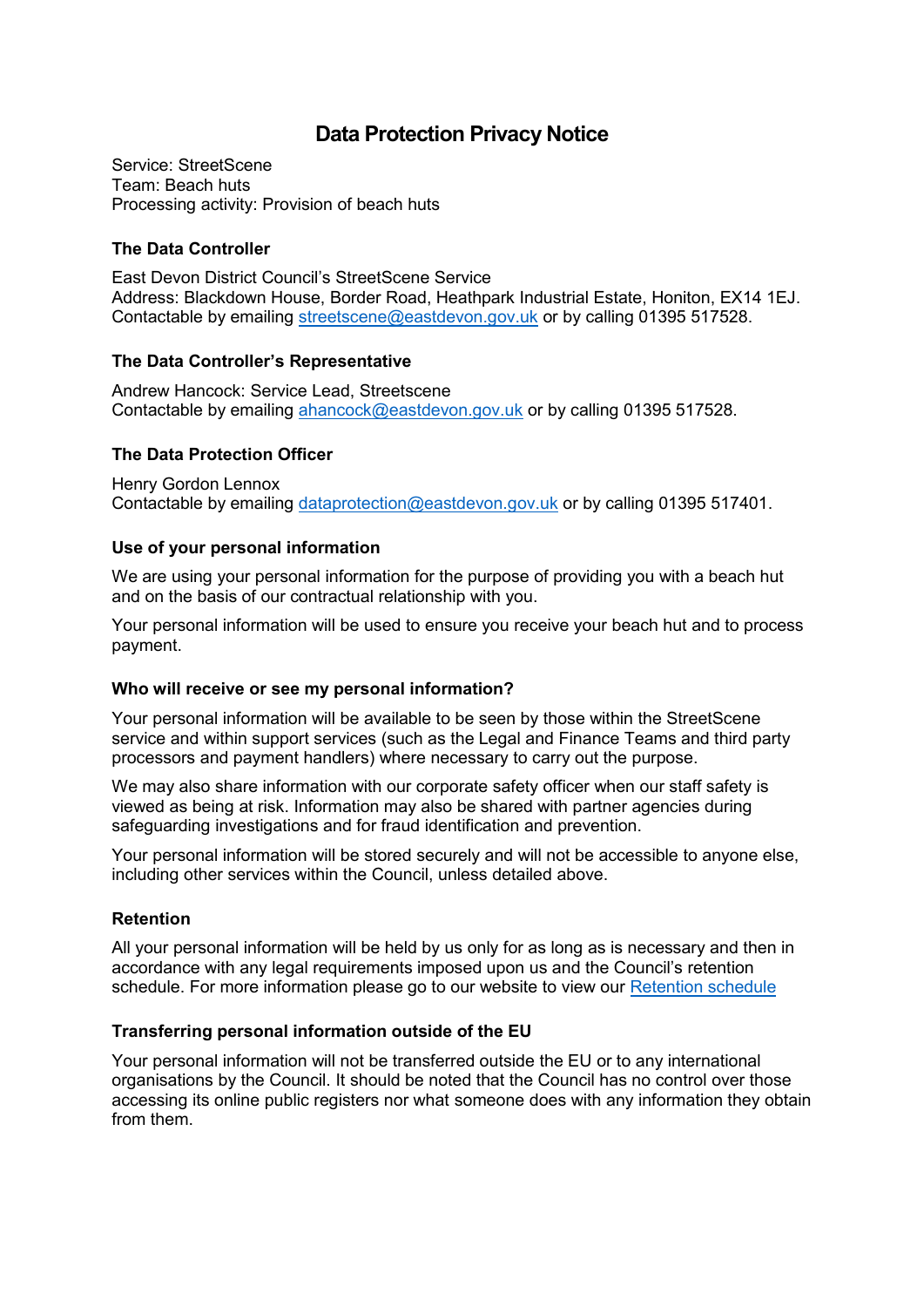# Data Protection Privacy Notice

Service: StreetScene
Team: Beach huts
Processing activity: Provision of beach huts

### The Data Controller

East Devon District Council's StreetScene Service
Address: Blackdown House, Border Road, Heathpark Industrial Estate, Honiton, EX14 1EJ.
Contactable by emailing [streetscene@eastdevon.gov.uk](mailto:streetscene@eastdevon.gov.uk) or by calling 01395 517528.

### The Data Controller's Representative

Andrew Hancock: Service Lead, Streetscene
Contactable by emailing [ahancock@eastdevon.gov.uk](mailto:ahancock@eastdevon.gov.uk) or by calling 01395 517528.

### The Data Protection Officer

Henry Gordon Lennox
Contactable by emailing [dataprotection@eastdevon.gov.uk](mailto:dataprotection@eastdevon.gov.uk) or by calling 01395 517401.

### Use of your personal information

We are using your personal information for the purpose of providing you with a beach hut and on the basis of our contractual relationship with you.

Your personal information will be used to ensure you receive your beach hut and to process payment.

### Who will receive or see my personal information?

Your personal information will be available to be seen by those within the StreetScene service and within support services (such as the Legal and Finance Teams and third party processors and payment handlers) where necessary to carry out the purpose.

We may also share information with our corporate safety officer when our staff safety is viewed as being at risk. Information may also be shared with partner agencies during safeguarding investigations and for fraud identification and prevention.

Your personal information will be stored securely and will not be accessible to anyone else, including other services within the Council, unless detailed above.

### Retention

All your personal information will be held by us only for as long as is necessary and then in accordance with any legal requirements imposed upon us and the Council's retention schedule. For more information please go to our website to view our Retention schedule

### Transferring personal information outside of the EU

Your personal information will not be transferred outside the EU or to any international organisations by the Council. It should be noted that the Council has no control over those accessing its online public registers nor what someone does with any information they obtain from them.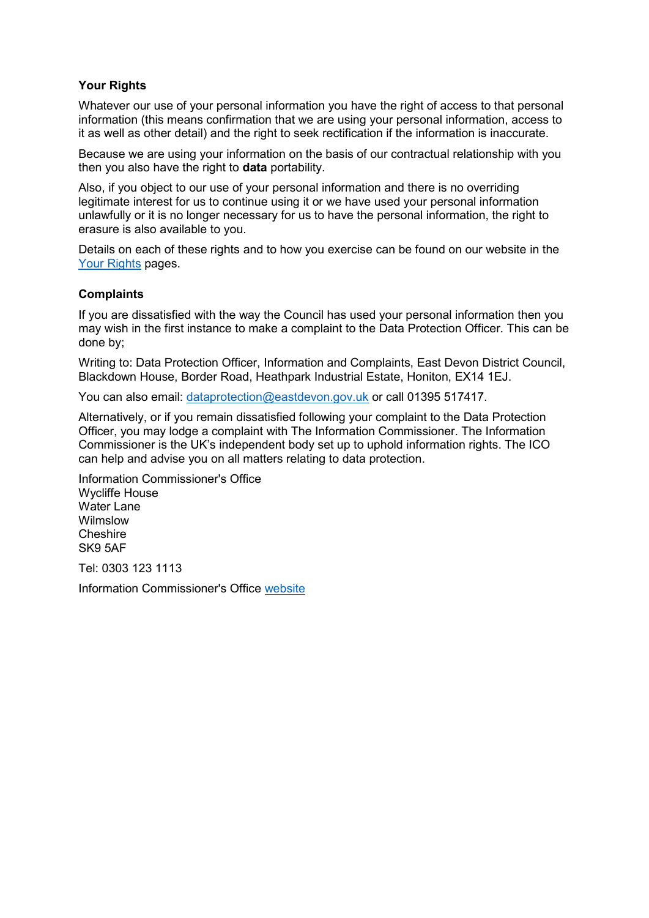## Your Rights

Whatever our use of your personal information you have the right of access to that personal information (this means confirmation that we are using your personal information, access to it as well as other detail) and the right to seek rectification if the information is inaccurate.

Because we are using your information on the basis of our contractual relationship with you then you also have the right to **data** portability.

Also, if you object to our use of your personal information and there is no overriding legitimate interest for us to continue using it or we have used your personal information unlawfully or it is no longer necessary for us to have the personal information, the right to erasure is also available to you.

Details on each of these rights and to how you exercise can be found on our website in the Your Rights pages.

## Complaints

If you are dissatisfied with the way the Council has used your personal information then you may wish in the first instance to make a complaint to the Data Protection Officer. This can be done by;

Writing to: Data Protection Officer, Information and Complaints, East Devon District Council, Blackdown House, Border Road, Heathpark Industrial Estate, Honiton, EX14 1EJ.

You can also email: dataprotection@eastdevon.gov.uk or call 01395 517417.

Alternatively, or if you remain dissatisfied following your complaint to the Data Protection Officer, you may lodge a complaint with The Information Commissioner. The Information Commissioner is the UK's independent body set up to uphold information rights. The ICO can help and advise you on all matters relating to data protection.

Information Commissioner's Office  
Wycliffe House  
Water Lane  
Wilmslow  
Cheshire  
SK9 5AF

Tel: 0303 123 1113

Information Commissioner's Office website